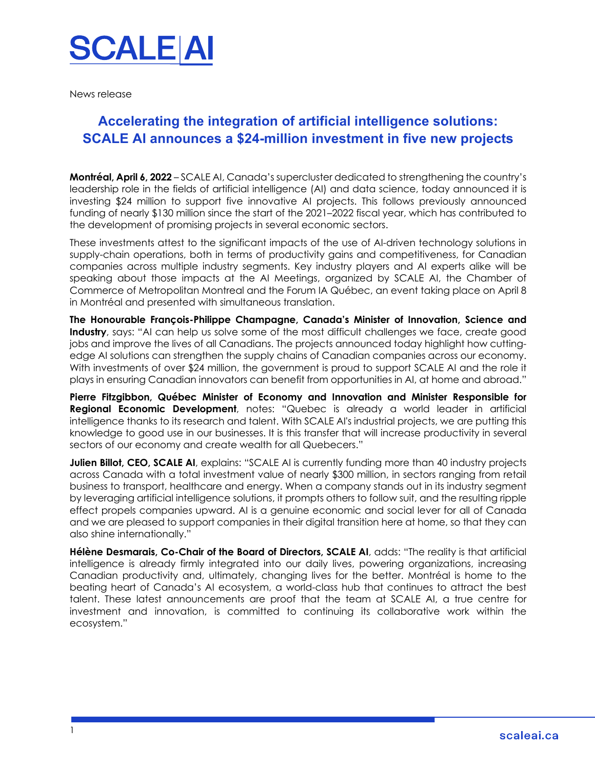SCALE AI

News release

# Accelerating the integration of artificial intelligence solutions: SCALE AI announces a $24-million investment in five new projects

**Montréal, April 6, 2022** – SCALE AI, Canada's supercluster dedicated to strengthening the country's leadership role in the fields of artificial intelligence (AI) and data science, today announced it is investing $24 million to support five innovative AI projects. This follows previously announced funding of nearly $130 million since the start of the 2021–2022 fiscal year, which has contributed to the development of promising projects in several economic sectors.

These investments attest to the significant impacts of the use of AI-driven technology solutions in supply-chain operations, both in terms of productivity gains and competitiveness, for Canadian companies across multiple industry segments. Key industry players and AI experts alike will be speaking about those impacts at the AI Meetings, organized by SCALE AI, the Chamber of Commerce of Metropolitan Montreal and the Forum IA Québec, an event taking place on April 8 in Montréal and presented with simultaneous translation.

**The Honourable François-Philippe Champagne, Canada's Minister of Innovation, Science and Industry**, says: "AI can help us solve some of the most difficult challenges we face, create good jobs and improve the lives of all Canadians. The projects announced today highlight how cutting-edge AI solutions can strengthen the supply chains of Canadian companies across our economy. With investments of over $24 million, the government is proud to support SCALE AI and the role it plays in ensuring Canadian innovators can benefit from opportunities in AI, at home and abroad."

**Pierre Fitzgibbon, Québec Minister of Economy and Innovation and Minister Responsible for Regional Economic Development**, notes: "Quebec is already a world leader in artificial intelligence thanks to its research and talent. With SCALE AI's industrial projects, we are putting this knowledge to good use in our businesses. It is this transfer that will increase productivity in several sectors of our economy and create wealth for all Quebecers."

**Julien Billot, CEO, SCALE AI**, explains: "SCALE AI is currently funding more than 40 industry projects across Canada with a total investment value of nearly $300 million, in sectors ranging from retail business to transport, healthcare and energy. When a company stands out in its industry segment by leveraging artificial intelligence solutions, it prompts others to follow suit, and the resulting ripple effect propels companies upward. AI is a genuine economic and social lever for all of Canada and we are pleased to support companies in their digital transition here at home, so that they can also shine internationally."

**Hélène Desmarais, Co-Chair of the Board of Directors, SCALE AI**, adds: "The reality is that artificial intelligence is already firmly integrated into our daily lives, powering organizations, increasing Canadian productivity and, ultimately, changing lives for the better. Montréal is home to the beating heart of Canada's AI ecosystem, a world-class hub that continues to attract the best talent. These latest announcements are proof that the team at SCALE AI, a true centre for investment and innovation, is committed to continuing its collaborative work within the ecosystem."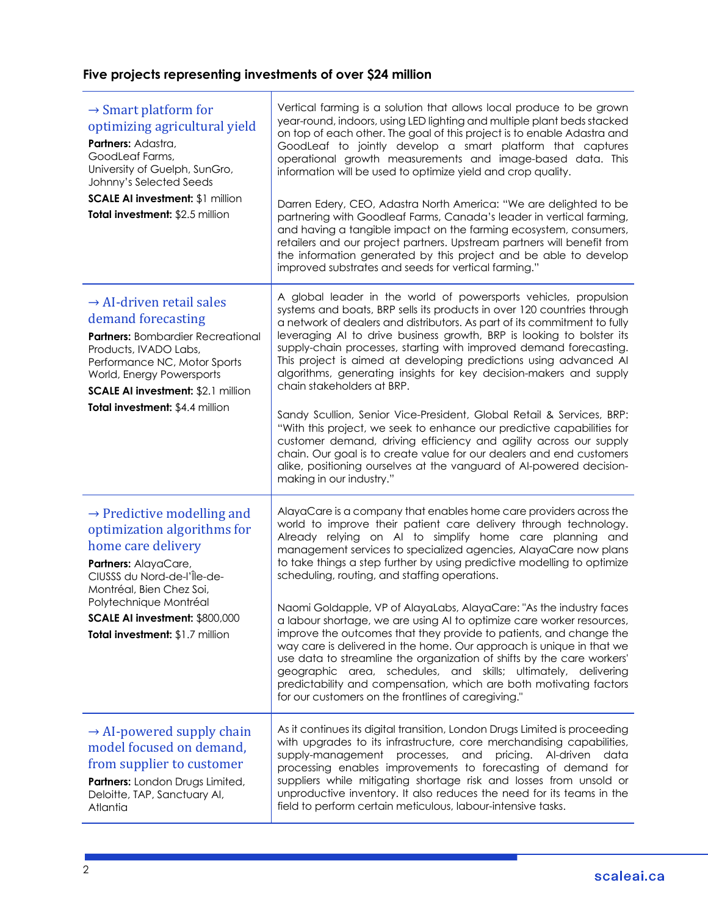## Five projects representing investments of over $24 million

### → Smart platform for optimizing agricultural yield

**Partners:** Adastra, GoodLeaf Farms, University of Guelph, SunGro, Johnny's Selected Seeds

**SCALE AI investment:** $1 million

**Total investment:** $2.5 million

Vertical farming is a solution that allows local produce to be grown year-round, indoors, using LED lighting and multiple plant beds stacked on top of each other. The goal of this project is to enable Adastra and GoodLeaf to jointly develop a smart platform that captures operational growth measurements and image-based data. This information will be used to optimize yield and crop quality.

Darren Edery, CEO, Adastra North America: "We are delighted to be partnering with Goodleaf Farms, Canada's leader in vertical farming, and having a tangible impact on the farming ecosystem, consumers, retailers and our project partners. Upstream partners will benefit from the information generated by this project and be able to develop improved substrates and seeds for vertical farming."

### → AI-driven retail sales demand forecasting

**Partners:** Bombardier Recreational Products, IVADO Labs, Performance NC, Motor Sports World, Energy Powersports

**SCALE AI investment:** $2.1 million

**Total investment:** $4.4 million

A global leader in the world of powersports vehicles, propulsion systems and boats, BRP sells its products in over 120 countries through a network of dealers and distributors. As part of its commitment to fully leveraging AI to drive business growth, BRP is looking to bolster its supply-chain processes, starting with improved demand forecasting. This project is aimed at developing predictions using advanced AI algorithms, generating insights for key decision-makers and supply chain stakeholders at BRP.

Sandy Scullion, Senior Vice-President, Global Retail & Services, BRP: "With this project, we seek to enhance our predictive capabilities for customer demand, driving efficiency and agility across our supply chain. Our goal is to create value for our dealers and end customers alike, positioning ourselves at the vanguard of AI-powered decision-making in our industry."

### → Predictive modelling and optimization algorithms for home care delivery

**Partners:** AlayaCare, CIUSSS du Nord-de-l'Île-de-Montréal, Bien Chez Soi, Polytechnique Montréal

**SCALE AI investment:** $800,000

**Total investment:** $1.7 million

AlayaCare is a company that enables home care providers across the world to improve their patient care delivery through technology. Already relying on AI to simplify home care planning and management services to specialized agencies, AlayaCare now plans to take things a step further by using predictive modelling to optimize scheduling, routing, and staffing operations.

Naomi Goldapple, VP of AlayaLabs, AlayaCare: "As the industry faces a labour shortage, we are using AI to optimize care worker resources, improve the outcomes that they provide to patients, and change the way care is delivered in the home. Our approach is unique in that we use data to streamline the organization of shifts by the care workers' geographic area, schedules, and skills; ultimately, delivering predictability and compensation, which are both motivating factors for our customers on the frontlines of caregiving."

### → AI-powered supply chain model focused on demand, from supplier to customer

**Partners:** London Drugs Limited, Deloitte, TAP, Sanctuary AI, Atlantia

As it continues its digital transition, London Drugs Limited is proceeding with upgrades to its infrastructure, core merchandising capabilities, supply-management processes, and pricing. AI-driven data processing enables improvements to forecasting of demand for suppliers while mitigating shortage risk and losses from unsold or unproductive inventory. It also reduces the need for its teams in the field to perform certain meticulous, labour-intensive tasks.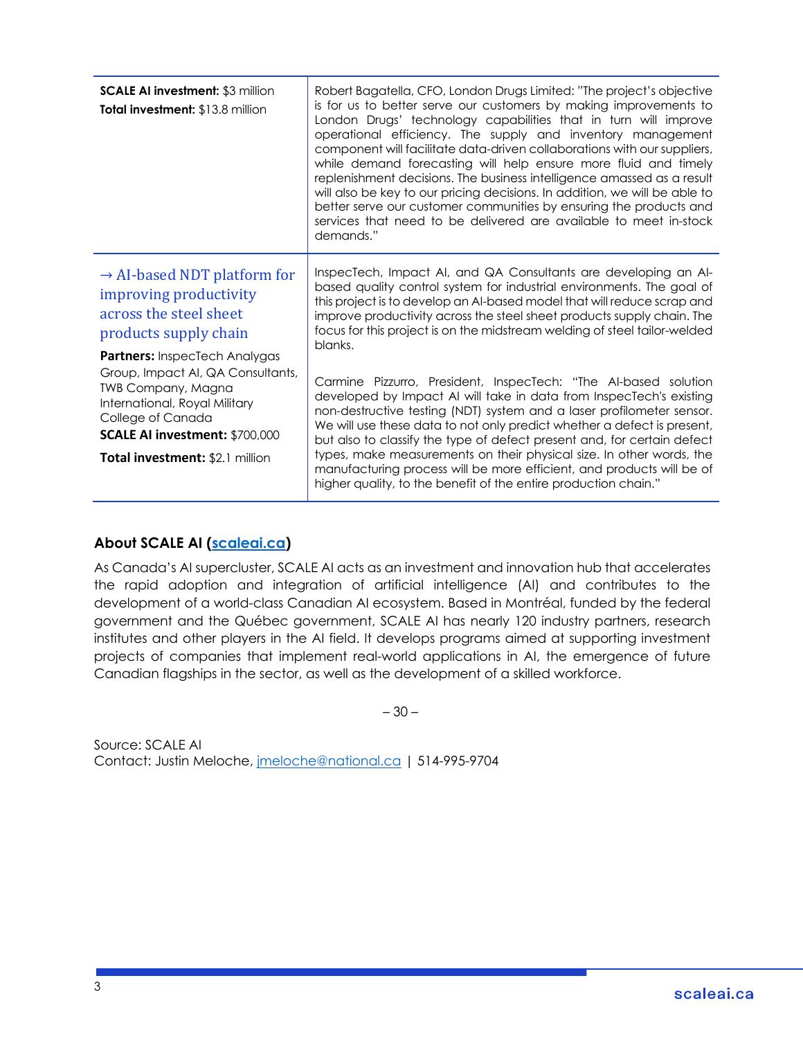| | |
|---|---|
| **SCALE AI investment:** $3 million<br>**Total investment:** $13.8 million | Robert Bagatella, CFO, London Drugs Limited: "The project's objective is for us to better serve our customers by making improvements to London Drugs' technology capabilities that in turn will improve operational efficiency. The supply and inventory management component will facilitate data-driven collaborations with our suppliers, while demand forecasting will help ensure more fluid and timely replenishment decisions. The business intelligence amassed as a result will also be key to our pricing decisions. In addition, we will be able to better serve our customer communities by ensuring the products and services that need to be delivered are available to meet in-stock demands." |
| **→ AI-based NDT platform for improving productivity across the steel sheet products supply chain**<br>**Partners:** InspecTech Analygas Group, Impact AI, QA Consultants, TWB Company, Magna International, Royal Military College of Canada<br>**SCALE AI investment:** $700,000<br>**Total investment:** $2.1 million | InspecTech, Impact AI, and QA Consultants are developing an AI-based quality control system for industrial environments. The goal of this project is to develop an AI-based model that will reduce scrap and improve productivity across the steel sheet products supply chain. The focus for this project is on the midstream welding of steel tailor-welded blanks.<br><br>Carmine Pizzurro, President, InspecTech: "The AI-based solution developed by Impact AI will take in data from InspecTech's existing non-destructive testing (NDT) system and a laser profilometer sensor. We will use these data to not only predict whether a defect is present, but also to classify the type of defect present and, for certain defect types, make measurements on their physical size. In other words, the manufacturing process will be more efficient, and products will be of higher quality, to the benefit of the entire production chain." |

### About SCALE AI ([scaleai.ca](scaleai.ca))

As Canada's AI supercluster, SCALE AI acts as an investment and innovation hub that accelerates the rapid adoption and integration of artificial intelligence (AI) and contributes to the development of a world-class Canadian AI ecosystem. Based in Montréal, funded by the federal government and the Québec government, SCALE AI has nearly 120 industry partners, research institutes and other players in the AI field. It develops programs aimed at supporting investment projects of companies that implement real-world applications in AI, the emergence of future Canadian flagships in the sector, as well as the development of a skilled workforce.

– 30 –

Source: SCALE AI
Contact: Justin Meloche, jmeloche@national.ca | 514-995-9704